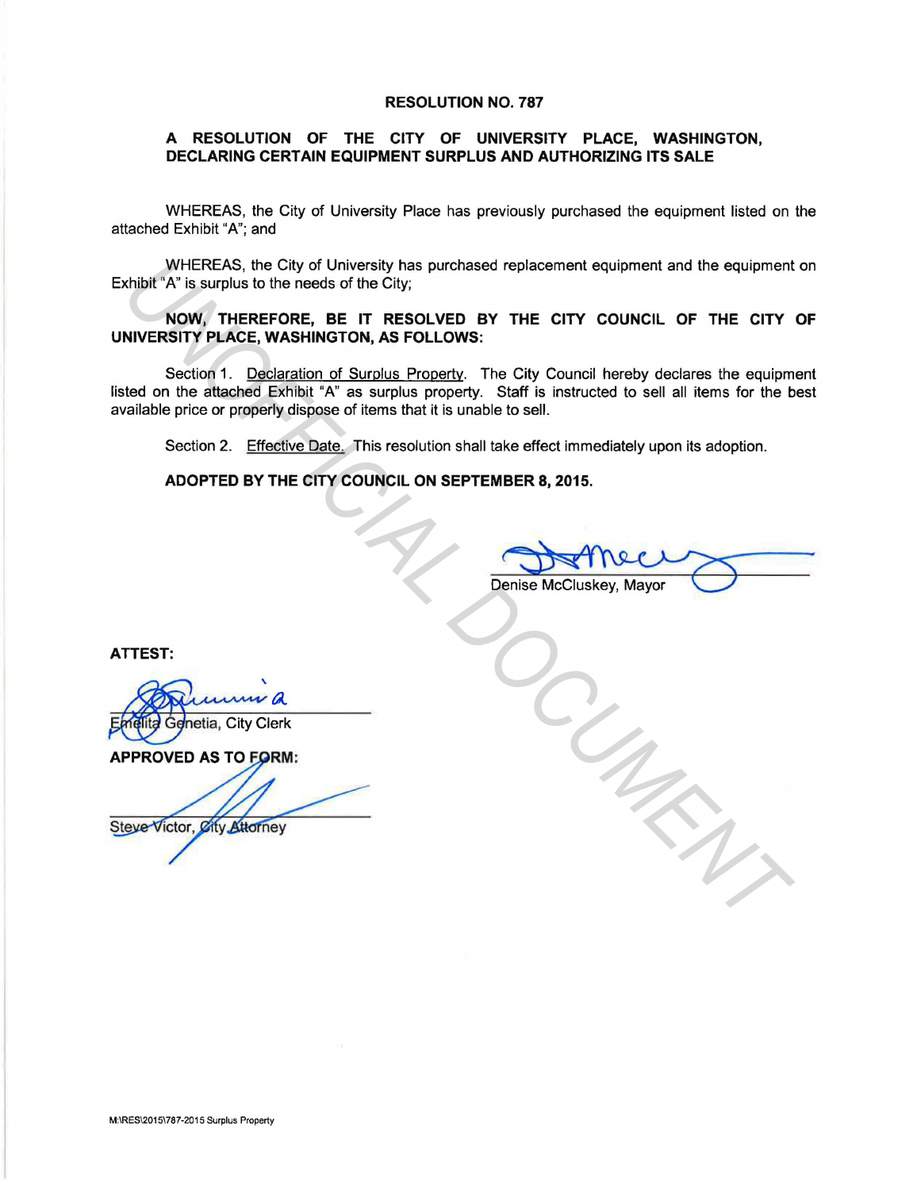# RESOLUTION NO. 787

## A RESOLUTION OF THE CITY OF UNIVERSITY PLACE, WASHINGTON, DECLARING CERTAIN EQUIPMENT SURPLUS AND AUTHORIZING ITS SALE

WHEREAS, the City of University Place has previously purchased the equipment listed on the attached Exhibit "A"; and

WHEREAS, the City of University has purchased replacement equipment and the equipment on Exhibit "A" is surplus to the needs of the City;

**NOW, THEREFORE, BE IT RESOLVED BY THE CITY COUNCIL OF THE CITY OF UNIVERSITY PLACE, WASHINGTON, AS FOLLOWS:**

Section 1. Declaration of Surplus Property. The City Council hereby declares the equipment listed on the attached Exhibit "A" as surplus property. Staff is instructed to sell all items for the best available price or properly dispose of items that it is unable to sell.

Section 2. Effective Date. This resolution shall take effect immediately upon its adoption.

**ADOPTED BY THE CITY COUNCIL ON SEPTEMBER 8, 2015.**

Denise McCluskey, Mayor

**ATTEST:**

Emelita Genetia, City Clerk

**APPROVED AS TO FORM:**

Steve Victor, City Attorney

UNOFFICIAL DOCUMENT

M:\RES\2015\787-2015 Surplus Property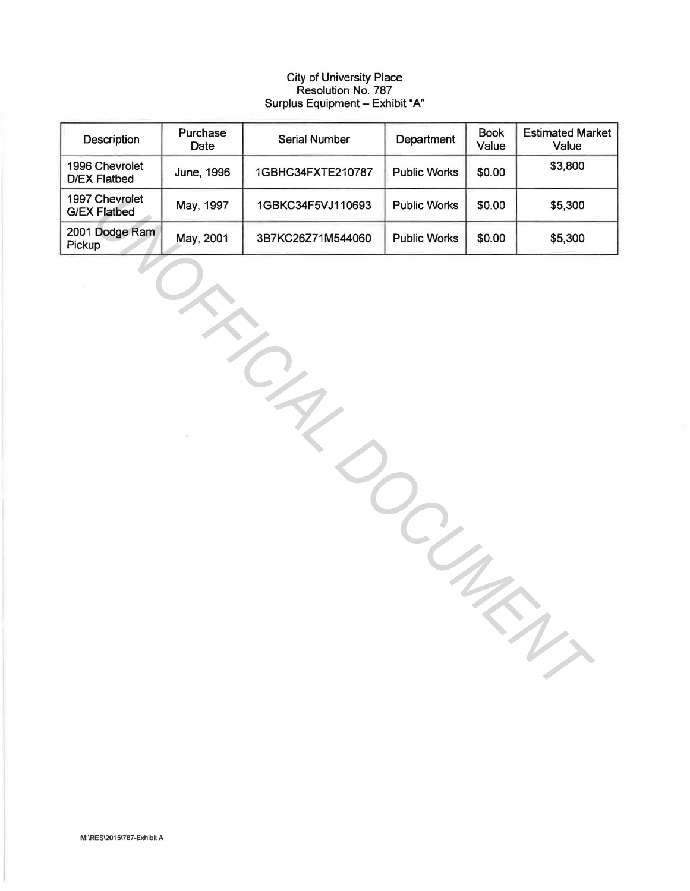City of University Place
Resolution No. 787
Surplus Equipment – Exhibit "A"

| Description | Purchase Date | Serial Number | Department | Book Value | Estimated Market Value |
|---|---|---|---|---|---|
| 1996 Chevrolet D/EX Flatbed | June, 1996 | 1GBHC34FXTE210787 | Public Works | $0.00 | $3,800 |
| 1997 Chevrolet G/EX Flatbed | May, 1997 | 1GBKC34F5VJ110693 | Public Works | $0.00 | $5,300 |
| 2001 Dodge Ram Pickup | May, 2001 | 3B7KC26Z71M544060 | Public Works | $0.00 | $5,300 |

UNOFFICIAL DOCUMENT

M:\RES\2015\787-Exhibit A